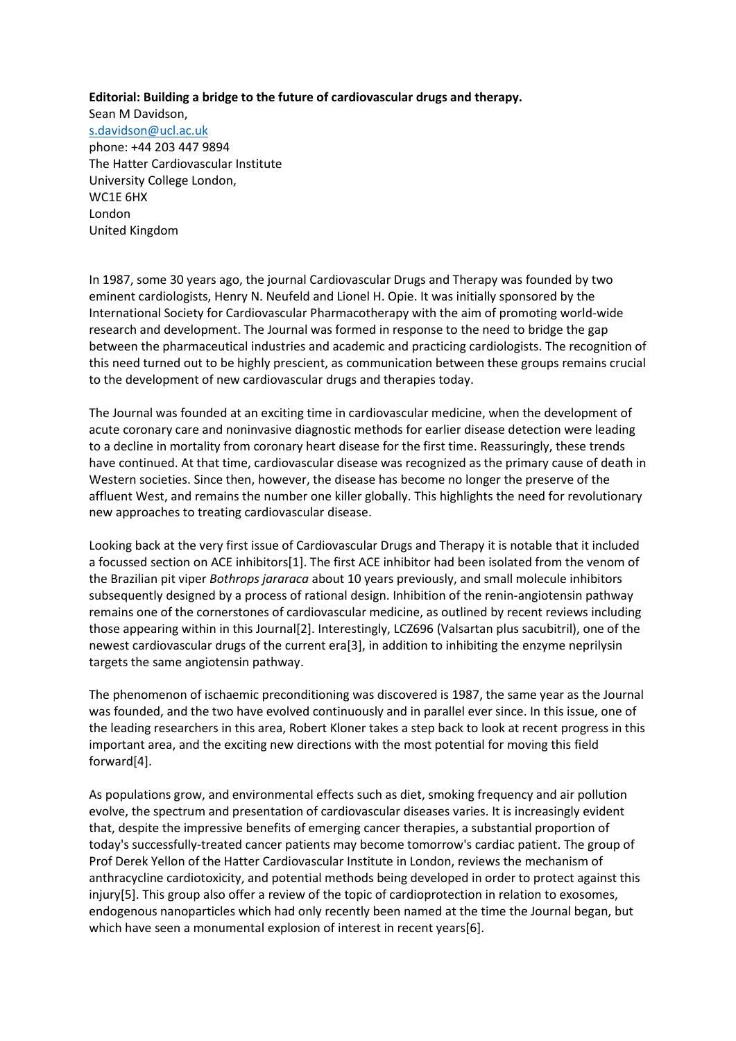**Editorial: Building a bridge to the future of cardiovascular drugs and therapy.**

Sean M Davidson,
s.davidson@ucl.ac.uk
phone: +44 203 447 9894
The Hatter Cardiovascular Institute
University College London,
WC1E 6HX
London
United Kingdom

In 1987, some 30 years ago, the journal Cardiovascular Drugs and Therapy was founded by two eminent cardiologists, Henry N. Neufeld and Lionel H. Opie. It was initially sponsored by the International Society for Cardiovascular Pharmacotherapy with the aim of promoting world-wide research and development. The Journal was formed in response to the need to bridge the gap between the pharmaceutical industries and academic and practicing cardiologists. The recognition of this need turned out to be highly prescient, as communication between these groups remains crucial to the development of new cardiovascular drugs and therapies today.

The Journal was founded at an exciting time in cardiovascular medicine, when the development of acute coronary care and noninvasive diagnostic methods for earlier disease detection were leading to a decline in mortality from coronary heart disease for the first time. Reassuringly, these trends have continued. At that time, cardiovascular disease was recognized as the primary cause of death in Western societies. Since then, however, the disease has become no longer the preserve of the affluent West, and remains the number one killer globally. This highlights the need for revolutionary new approaches to treating cardiovascular disease.

Looking back at the very first issue of Cardiovascular Drugs and Therapy it is notable that it included a focussed section on ACE inhibitors[1]. The first ACE inhibitor had been isolated from the venom of the Brazilian pit viper *Bothrops jararaca* about 10 years previously, and small molecule inhibitors subsequently designed by a process of rational design. Inhibition of the renin-angiotensin pathway remains one of the cornerstones of cardiovascular medicine, as outlined by recent reviews including those appearing within in this Journal[2]. Interestingly, LCZ696 (Valsartan plus sacubitril), one of the newest cardiovascular drugs of the current era[3], in addition to inhibiting the enzyme neprilysin targets the same angiotensin pathway.

The phenomenon of ischaemic preconditioning was discovered is 1987, the same year as the Journal was founded, and the two have evolved continuously and in parallel ever since. In this issue, one of the leading researchers in this area, Robert Kloner takes a step back to look at recent progress in this important area, and the exciting new directions with the most potential for moving this field forward[4].

As populations grow, and environmental effects such as diet, smoking frequency and air pollution evolve, the spectrum and presentation of cardiovascular diseases varies. It is increasingly evident that, despite the impressive benefits of emerging cancer therapies, a substantial proportion of today's successfully-treated cancer patients may become tomorrow's cardiac patient. The group of Prof Derek Yellon of the Hatter Cardiovascular Institute in London, reviews the mechanism of anthracycline cardiotoxicity, and potential methods being developed in order to protect against this injury[5]. This group also offer a review of the topic of cardioprotection in relation to exosomes, endogenous nanoparticles which had only recently been named at the time the Journal began, but which have seen a monumental explosion of interest in recent years[6].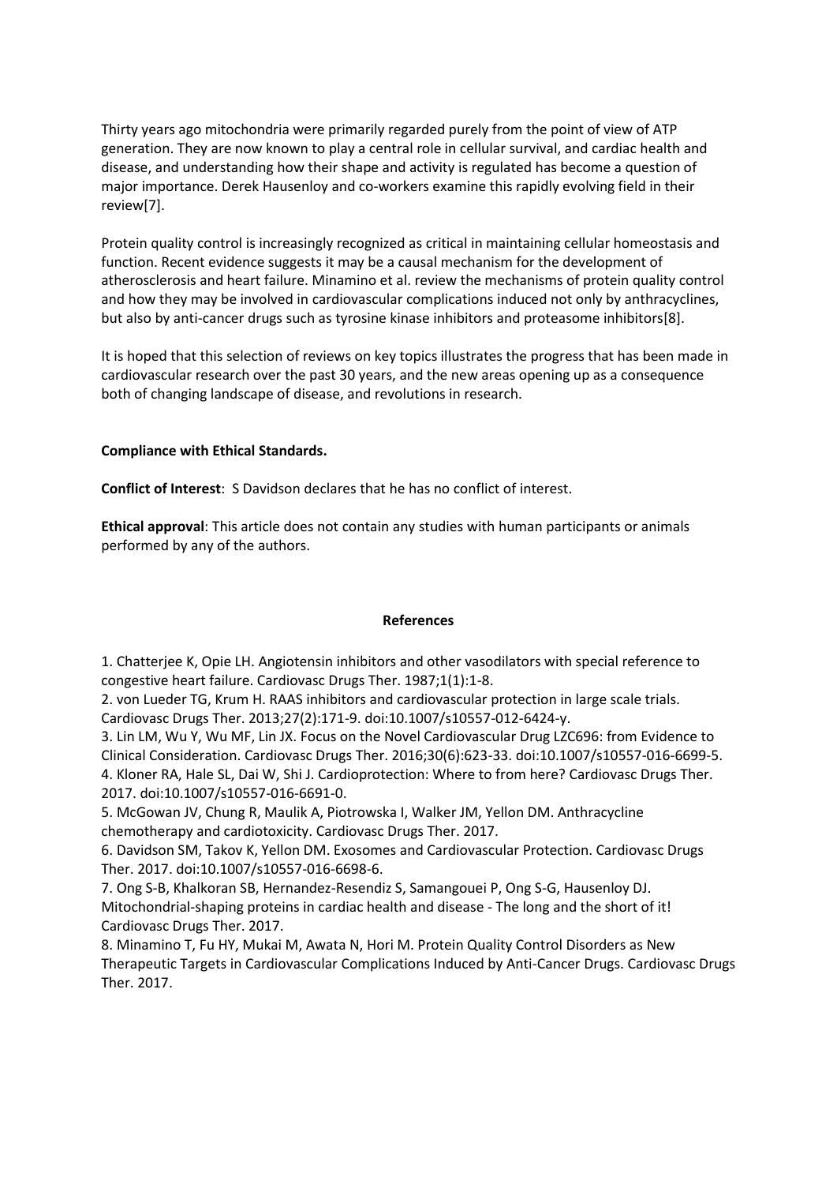Thirty years ago mitochondria were primarily regarded purely from the point of view of ATP generation. They are now known to play a central role in cellular survival, and cardiac health and disease, and understanding how their shape and activity is regulated has become a question of major importance. Derek Hausenloy and co-workers examine this rapidly evolving field in their review[7].

Protein quality control is increasingly recognized as critical in maintaining cellular homeostasis and function. Recent evidence suggests it may be a causal mechanism for the development of atherosclerosis and heart failure. Minamino et al. review the mechanisms of protein quality control and how they may be involved in cardiovascular complications induced not only by anthracyclines, but also by anti-cancer drugs such as tyrosine kinase inhibitors and proteasome inhibitors[8].

It is hoped that this selection of reviews on key topics illustrates the progress that has been made in cardiovascular research over the past 30 years, and the new areas opening up as a consequence both of changing landscape of disease, and revolutions in research.

**Compliance with Ethical Standards.**

**Conflict of Interest**: S Davidson declares that he has no conflict of interest.

**Ethical approval**: This article does not contain any studies with human participants or animals performed by any of the authors.

**References**

1. Chatterjee K, Opie LH. Angiotensin inhibitors and other vasodilators with special reference to congestive heart failure. Cardiovasc Drugs Ther. 1987;1(1):1-8.
2. von Lueder TG, Krum H. RAAS inhibitors and cardiovascular protection in large scale trials. Cardiovasc Drugs Ther. 2013;27(2):171-9. doi:10.1007/s10557-012-6424-y.
3. Lin LM, Wu Y, Wu MF, Lin JX. Focus on the Novel Cardiovascular Drug LZC696: from Evidence to Clinical Consideration. Cardiovasc Drugs Ther. 2016;30(6):623-33. doi:10.1007/s10557-016-6699-5.
4. Kloner RA, Hale SL, Dai W, Shi J. Cardioprotection: Where to from here? Cardiovasc Drugs Ther. 2017. doi:10.1007/s10557-016-6691-0.
5. McGowan JV, Chung R, Maulik A, Piotrowska I, Walker JM, Yellon DM. Anthracycline chemotherapy and cardiotoxicity. Cardiovasc Drugs Ther. 2017.
6. Davidson SM, Takov K, Yellon DM. Exosomes and Cardiovascular Protection. Cardiovasc Drugs Ther. 2017. doi:10.1007/s10557-016-6698-6.
7. Ong S-B, Khalkoran SB, Hernandez-Resendiz S, Samangouei P, Ong S-G, Hausenloy DJ. Mitochondrial-shaping proteins in cardiac health and disease - The long and the short of it! Cardiovasc Drugs Ther. 2017.
8. Minamino T, Fu HY, Mukai M, Awata N, Hori M. Protein Quality Control Disorders as New Therapeutic Targets in Cardiovascular Complications Induced by Anti-Cancer Drugs. Cardiovasc Drugs Ther. 2017.